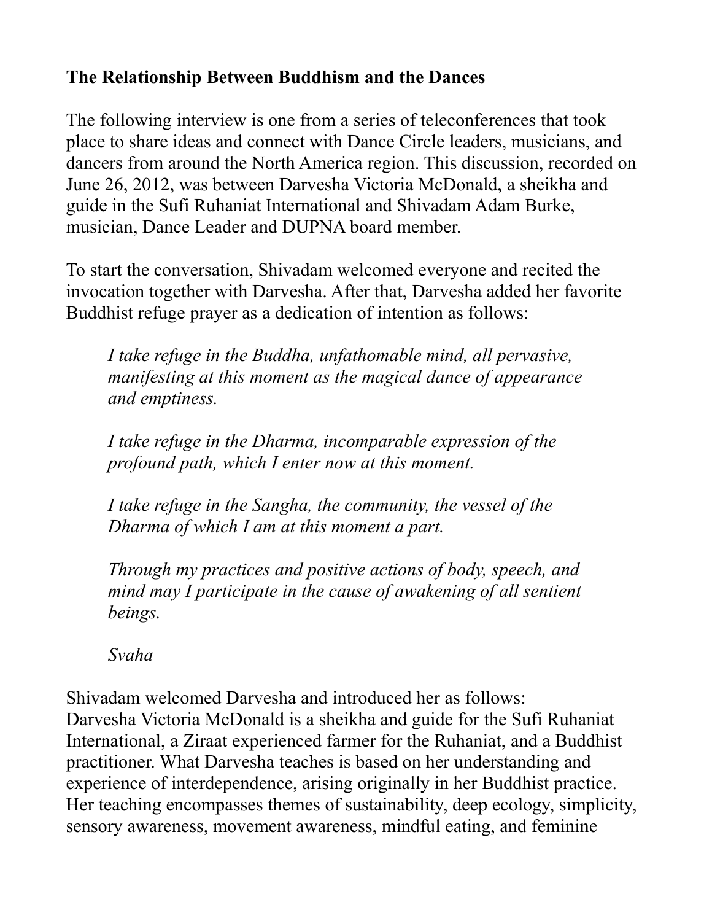**The Relationship Between Buddhism and the Dances**

The following interview is one from a series of teleconferences that took place to share ideas and connect with Dance Circle leaders, musicians, and dancers from around the North America region. This discussion, recorded on June 26, 2012, was between Darvesha Victoria McDonald, a sheikha and guide in the Sufi Ruhaniat International and Shivadam Adam Burke, musician, Dance Leader and DUPNA board member.

To start the conversation, Shivadam welcomed everyone and recited the invocation together with Darvesha. After that, Darvesha added her favorite Buddhist refuge prayer as a dedication of intention as follows:

> *I take refuge in the Buddha, unfathomable mind, all pervasive, manifesting at this moment as the magical dance of appearance and emptiness.*
>
> *I take refuge in the Dharma, incomparable expression of the profound path, which I enter now at this moment.*
>
> *I take refuge in the Sangha, the community, the vessel of the Dharma of which I am at this moment a part.*
>
> *Through my practices and positive actions of body, speech, and mind may I participate in the cause of awakening of all sentient beings.*
>
> *Svaha*

Shivadam welcomed Darvesha and introduced her as follows:
Darvesha Victoria McDonald is a sheikha and guide for the Sufi Ruhaniat International, a Ziraat experienced farmer for the Ruhaniat, and a Buddhist practitioner. What Darvesha teaches is based on her understanding and experience of interdependence, arising originally in her Buddhist practice. Her teaching encompasses themes of sustainability, deep ecology, simplicity, sensory awareness, movement awareness, mindful eating, and feminine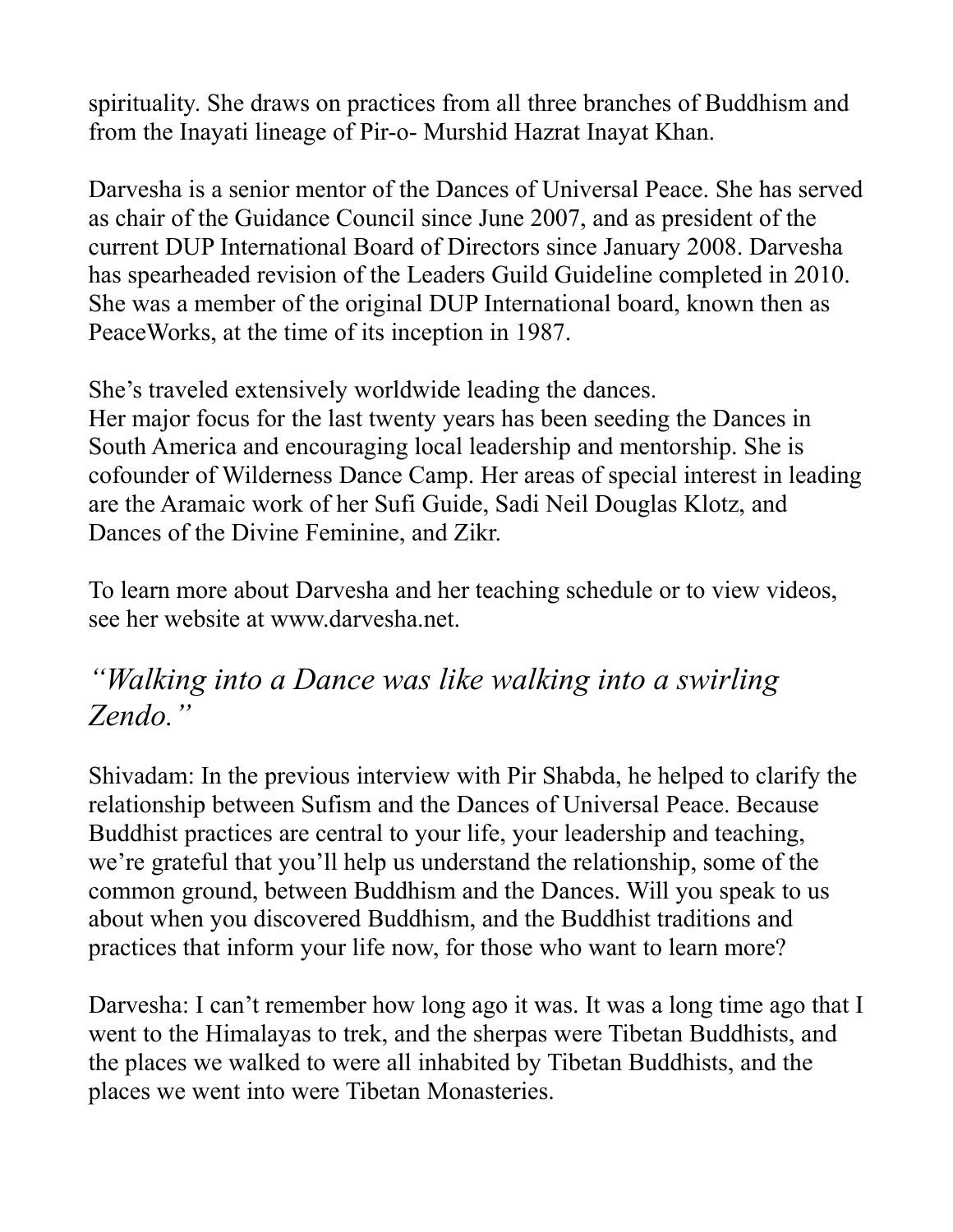spirituality. She draws on practices from all three branches of Buddhism and from the Inayati lineage of Pir-o- Murshid Hazrat Inayat Khan.

Darvesha is a senior mentor of the Dances of Universal Peace. She has served as chair of the Guidance Council since June 2007, and as president of the current DUP International Board of Directors since January 2008. Darvesha has spearheaded revision of the Leaders Guild Guideline completed in 2010. She was a member of the original DUP International board, known then as PeaceWorks, at the time of its inception in 1987.

She's traveled extensively worldwide leading the dances.
Her major focus for the last twenty years has been seeding the Dances in South America and encouraging local leadership and mentorship. She is cofounder of Wilderness Dance Camp. Her areas of special interest in leading are the Aramaic work of her Sufi Guide, Sadi Neil Douglas Klotz, and Dances of the Divine Feminine, and Zikr.

To learn more about Darvesha and her teaching schedule or to view videos, see her website at www.darvesha.net.

## *"Walking into a Dance was like walking into a swirling Zendo."*

Shivadam: In the previous interview with Pir Shabda, he helped to clarify the relationship between Sufism and the Dances of Universal Peace. Because Buddhist practices are central to your life, your leadership and teaching, we're grateful that you'll help us understand the relationship, some of the common ground, between Buddhism and the Dances. Will you speak to us about when you discovered Buddhism, and the Buddhist traditions and practices that inform your life now, for those who want to learn more?

Darvesha: I can't remember how long ago it was. It was a long time ago that I went to the Himalayas to trek, and the sherpas were Tibetan Buddhists, and the places we walked to were all inhabited by Tibetan Buddhists, and the places we went into were Tibetan Monasteries.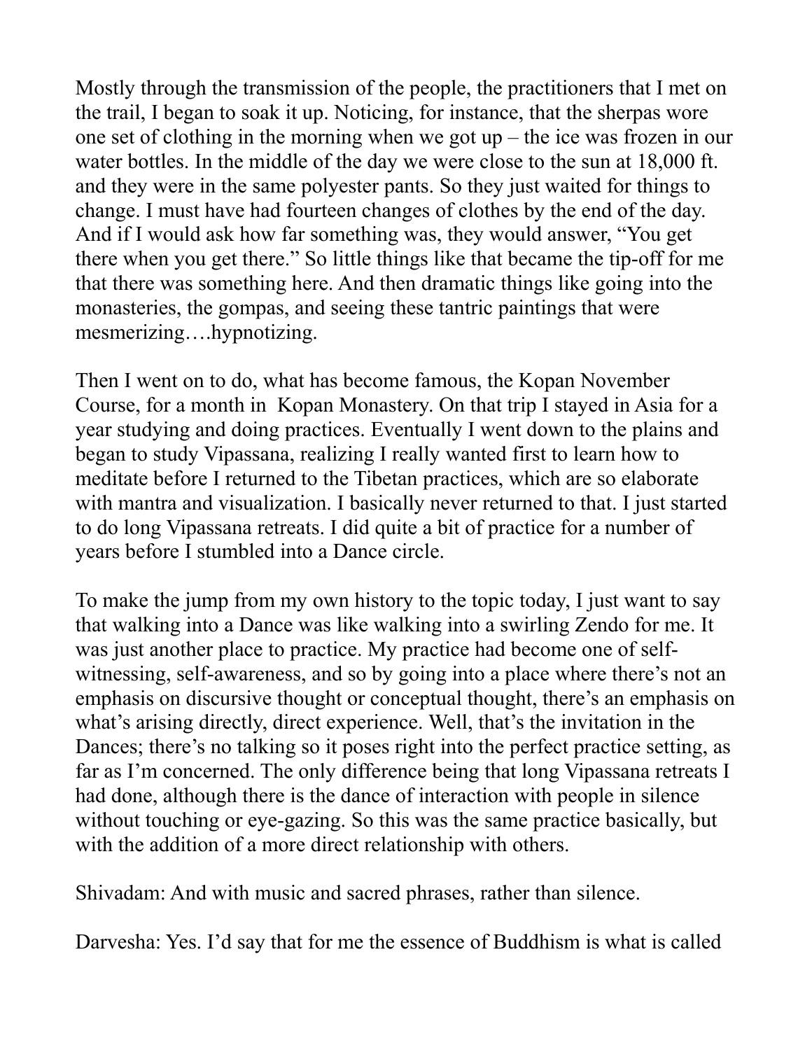Mostly through the transmission of the people, the practitioners that I met on the trail, I began to soak it up. Noticing, for instance, that the sherpas wore one set of clothing in the morning when we got up – the ice was frozen in our water bottles. In the middle of the day we were close to the sun at 18,000 ft. and they were in the same polyester pants. So they just waited for things to change. I must have had fourteen changes of clothes by the end of the day. And if I would ask how far something was, they would answer, "You get there when you get there." So little things like that became the tip-off for me that there was something here. And then dramatic things like going into the monasteries, the gompas, and seeing these tantric paintings that were mesmerizing….hypnotizing.

Then I went on to do, what has become famous, the Kopan November Course, for a month in Kopan Monastery. On that trip I stayed in Asia for a year studying and doing practices. Eventually I went down to the plains and began to study Vipassana, realizing I really wanted first to learn how to meditate before I returned to the Tibetan practices, which are so elaborate with mantra and visualization. I basically never returned to that. I just started to do long Vipassana retreats. I did quite a bit of practice for a number of years before I stumbled into a Dance circle.

To make the jump from my own history to the topic today, I just want to say that walking into a Dance was like walking into a swirling Zendo for me. It was just another place to practice. My practice had become one of self-witnessing, self-awareness, and so by going into a place where there's not an emphasis on discursive thought or conceptual thought, there's an emphasis on what's arising directly, direct experience. Well, that's the invitation in the Dances; there's no talking so it poses right into the perfect practice setting, as far as I'm concerned. The only difference being that long Vipassana retreats I had done, although there is the dance of interaction with people in silence without touching or eye-gazing. So this was the same practice basically, but with the addition of a more direct relationship with others.

Shivadam: And with music and sacred phrases, rather than silence.

Darvesha: Yes. I'd say that for me the essence of Buddhism is what is called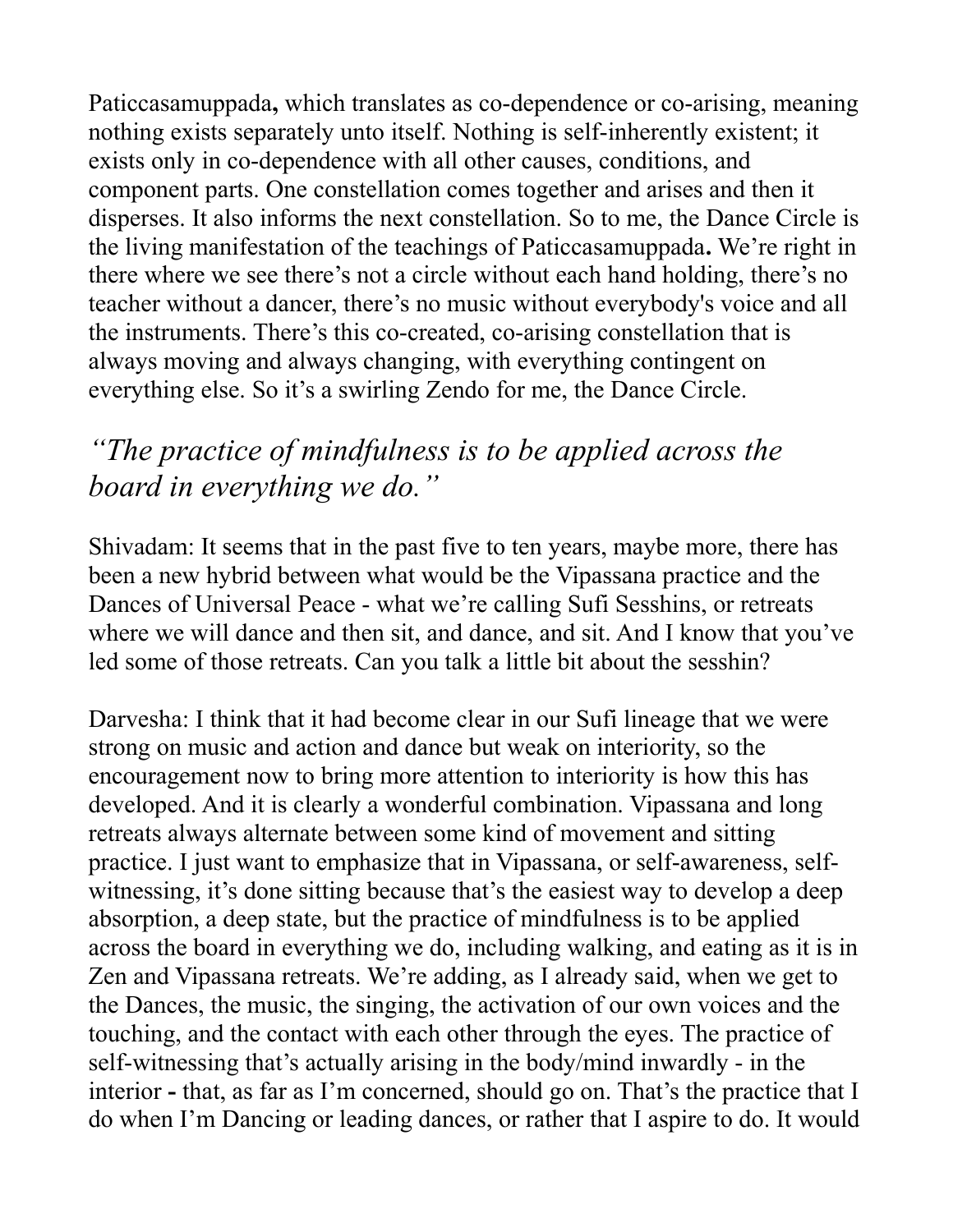Paticcasamuppada**,** which translates as co-dependence or co-arising, meaning nothing exists separately unto itself. Nothing is self-inherently existent; it exists only in co-dependence with all other causes, conditions, and component parts. One constellation comes together and arises and then it disperses. It also informs the next constellation. So to me, the Dance Circle is the living manifestation of the teachings of Paticcasamuppada**.** We're right in there where we see there's not a circle without each hand holding, there's no teacher without a dancer, there's no music without everybody's voice and all the instruments. There's this co-created, co-arising constellation that is always moving and always changing, with everything contingent on everything else. So it's a swirling Zendo for me, the Dance Circle.

## *"The practice of mindfulness is to be applied across the board in everything we do."*

Shivadam: It seems that in the past five to ten years, maybe more, there has been a new hybrid between what would be the Vipassana practice and the Dances of Universal Peace - what we're calling Sufi Sesshins, or retreats where we will dance and then sit, and dance, and sit. And I know that you've led some of those retreats. Can you talk a little bit about the sesshin?

Darvesha: I think that it had become clear in our Sufi lineage that we were strong on music and action and dance but weak on interiority, so the encouragement now to bring more attention to interiority is how this has developed. And it is clearly a wonderful combination. Vipassana and long retreats always alternate between some kind of movement and sitting practice. I just want to emphasize that in Vipassana, or self-awareness, self-witnessing, it's done sitting because that's the easiest way to develop a deep absorption, a deep state, but the practice of mindfulness is to be applied across the board in everything we do, including walking, and eating as it is in Zen and Vipassana retreats. We're adding, as I already said, when we get to the Dances, the music, the singing, the activation of our own voices and the touching, and the contact with each other through the eyes. The practice of self-witnessing that's actually arising in the body/mind inwardly - in the interior **-** that, as far as I'm concerned, should go on. That's the practice that I do when I'm Dancing or leading dances, or rather that I aspire to do. It would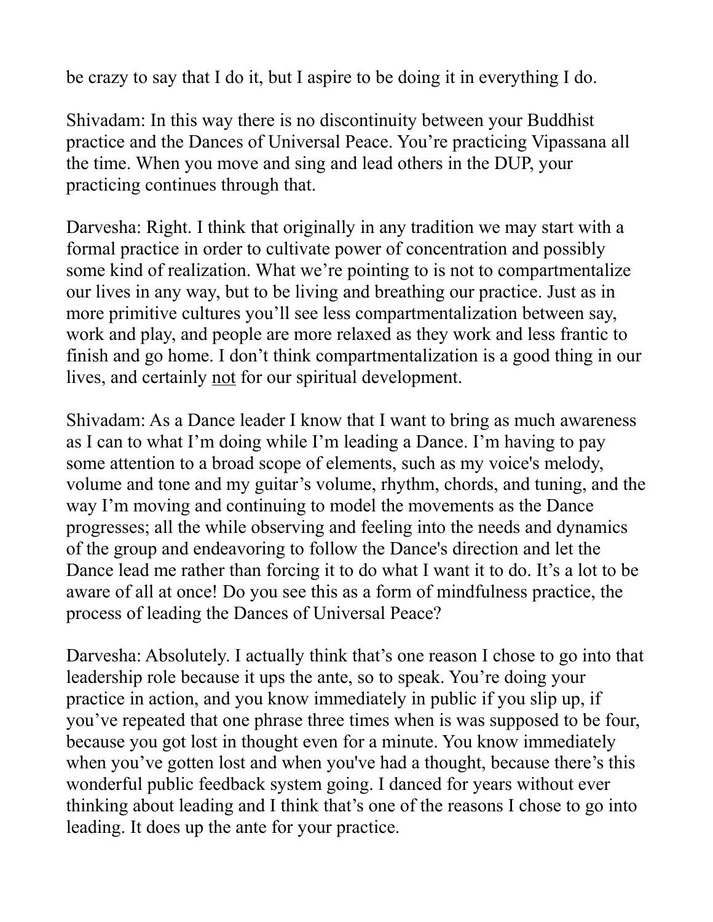be crazy to say that I do it, but I aspire to be doing it in everything I do.

Shivadam: In this way there is no discontinuity between your Buddhist practice and the Dances of Universal Peace. You're practicing Vipassana all the time. When you move and sing and lead others in the DUP, your practicing continues through that.

Darvesha: Right. I think that originally in any tradition we may start with a formal practice in order to cultivate power of concentration and possibly some kind of realization. What we're pointing to is not to compartmentalize our lives in any way, but to be living and breathing our practice. Just as in more primitive cultures you'll see less compartmentalization between say, work and play, and people are more relaxed as they work and less frantic to finish and go home. I don't think compartmentalization is a good thing in our lives, and certainly <u>not</u> for our spiritual development.

Shivadam: As a Dance leader I know that I want to bring as much awareness as I can to what I'm doing while I'm leading a Dance. I'm having to pay some attention to a broad scope of elements, such as my voice's melody, volume and tone and my guitar's volume, rhythm, chords, and tuning, and the way I'm moving and continuing to model the movements as the Dance progresses; all the while observing and feeling into the needs and dynamics of the group and endeavoring to follow the Dance's direction and let the Dance lead me rather than forcing it to do what I want it to do. It's a lot to be aware of all at once! Do you see this as a form of mindfulness practice, the process of leading the Dances of Universal Peace?

Darvesha: Absolutely. I actually think that's one reason I chose to go into that leadership role because it ups the ante, so to speak. You're doing your practice in action, and you know immediately in public if you slip up, if you've repeated that one phrase three times when is was supposed to be four, because you got lost in thought even for a minute. You know immediately when you've gotten lost and when you've had a thought, because there's this wonderful public feedback system going. I danced for years without ever thinking about leading and I think that's one of the reasons I chose to go into leading. It does up the ante for your practice.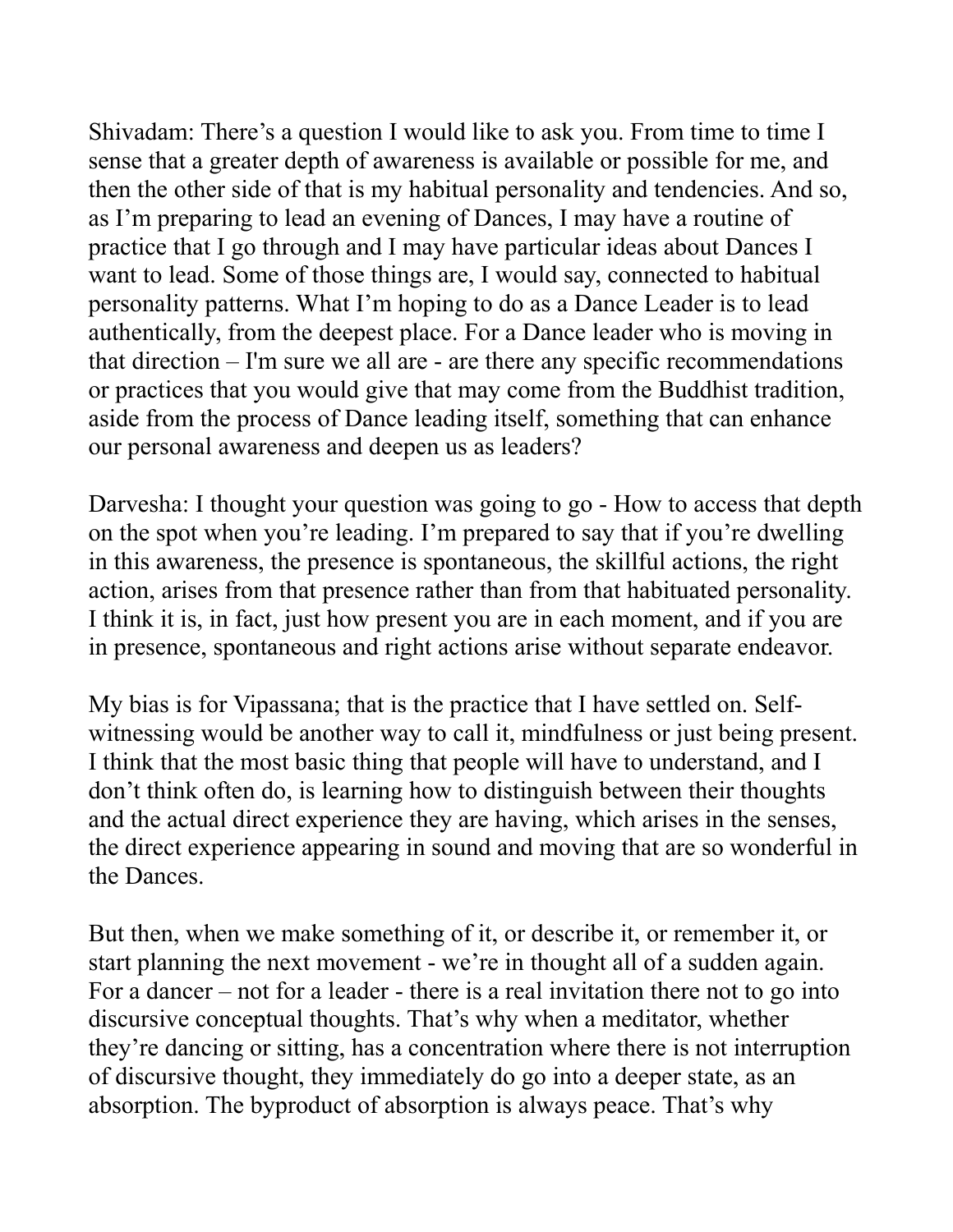Shivadam: There's a question I would like to ask you. From time to time I sense that a greater depth of awareness is available or possible for me, and then the other side of that is my habitual personality and tendencies. And so, as I'm preparing to lead an evening of Dances, I may have a routine of practice that I go through and I may have particular ideas about Dances I want to lead. Some of those things are, I would say, connected to habitual personality patterns. What I'm hoping to do as a Dance Leader is to lead authentically, from the deepest place. For a Dance leader who is moving in that direction – I'm sure we all are - are there any specific recommendations or practices that you would give that may come from the Buddhist tradition, aside from the process of Dance leading itself, something that can enhance our personal awareness and deepen us as leaders?

Darvesha: I thought your question was going to go - How to access that depth on the spot when you're leading. I'm prepared to say that if you're dwelling in this awareness, the presence is spontaneous, the skillful actions, the right action, arises from that presence rather than from that habituated personality. I think it is, in fact, just how present you are in each moment, and if you are in presence, spontaneous and right actions arise without separate endeavor.

My bias is for Vipassana; that is the practice that I have settled on. Self-witnessing would be another way to call it, mindfulness or just being present. I think that the most basic thing that people will have to understand, and I don't think often do, is learning how to distinguish between their thoughts and the actual direct experience they are having, which arises in the senses, the direct experience appearing in sound and moving that are so wonderful in the Dances.

But then, when we make something of it, or describe it, or remember it, or start planning the next movement - we're in thought all of a sudden again. For a dancer – not for a leader - there is a real invitation there not to go into discursive conceptual thoughts. That's why when a meditator, whether they're dancing or sitting, has a concentration where there is not interruption of discursive thought, they immediately do go into a deeper state, as an absorption. The byproduct of absorption is always peace. That's why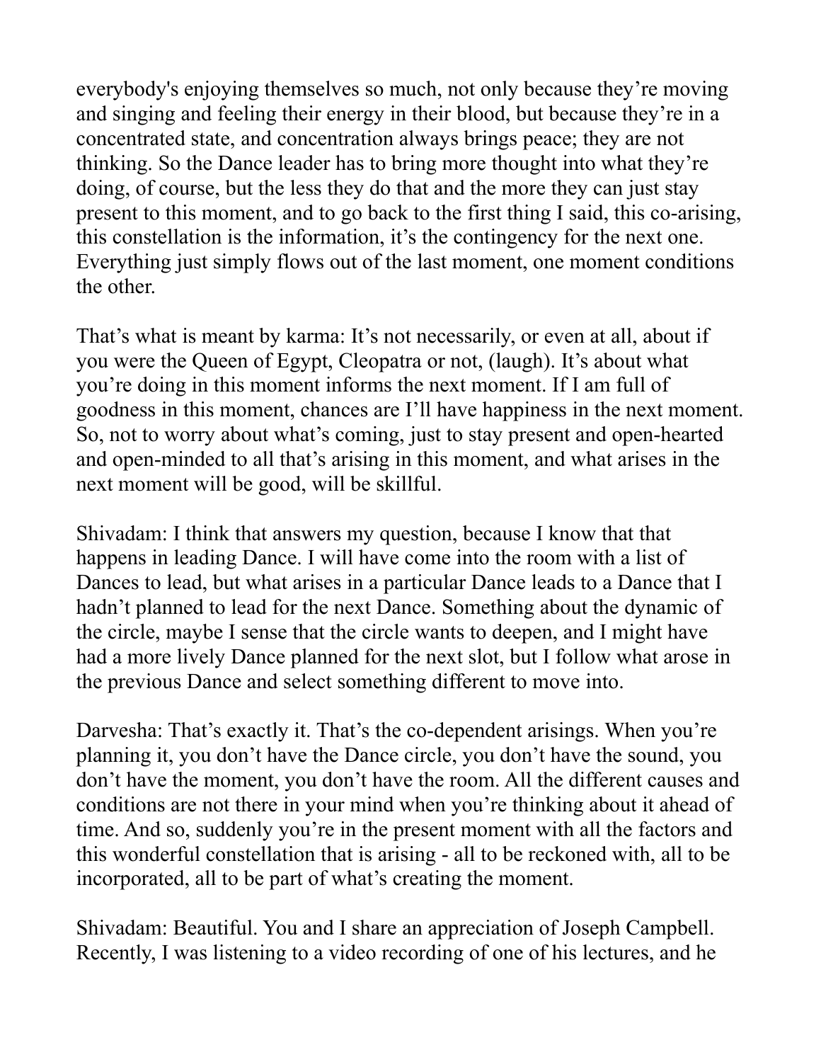everybody's enjoying themselves so much, not only because they're moving and singing and feeling their energy in their blood, but because they're in a concentrated state, and concentration always brings peace; they are not thinking. So the Dance leader has to bring more thought into what they're doing, of course, but the less they do that and the more they can just stay present to this moment, and to go back to the first thing I said, this co-arising, this constellation is the information, it's the contingency for the next one. Everything just simply flows out of the last moment, one moment conditions the other.

That's what is meant by karma: It's not necessarily, or even at all, about if you were the Queen of Egypt, Cleopatra or not, (laugh). It's about what you're doing in this moment informs the next moment. If I am full of goodness in this moment, chances are I'll have happiness in the next moment. So, not to worry about what's coming, just to stay present and open-hearted and open-minded to all that's arising in this moment, and what arises in the next moment will be good, will be skillful.

Shivadam: I think that answers my question, because I know that that happens in leading Dance. I will have come into the room with a list of Dances to lead, but what arises in a particular Dance leads to a Dance that I hadn't planned to lead for the next Dance. Something about the dynamic of the circle, maybe I sense that the circle wants to deepen, and I might have had a more lively Dance planned for the next slot, but I follow what arose in the previous Dance and select something different to move into.

Darvesha: That's exactly it. That's the co-dependent arisings. When you're planning it, you don't have the Dance circle, you don't have the sound, you don't have the moment, you don't have the room. All the different causes and conditions are not there in your mind when you're thinking about it ahead of time. And so, suddenly you're in the present moment with all the factors and this wonderful constellation that is arising - all to be reckoned with, all to be incorporated, all to be part of what's creating the moment.

Shivadam: Beautiful. You and I share an appreciation of Joseph Campbell. Recently, I was listening to a video recording of one of his lectures, and he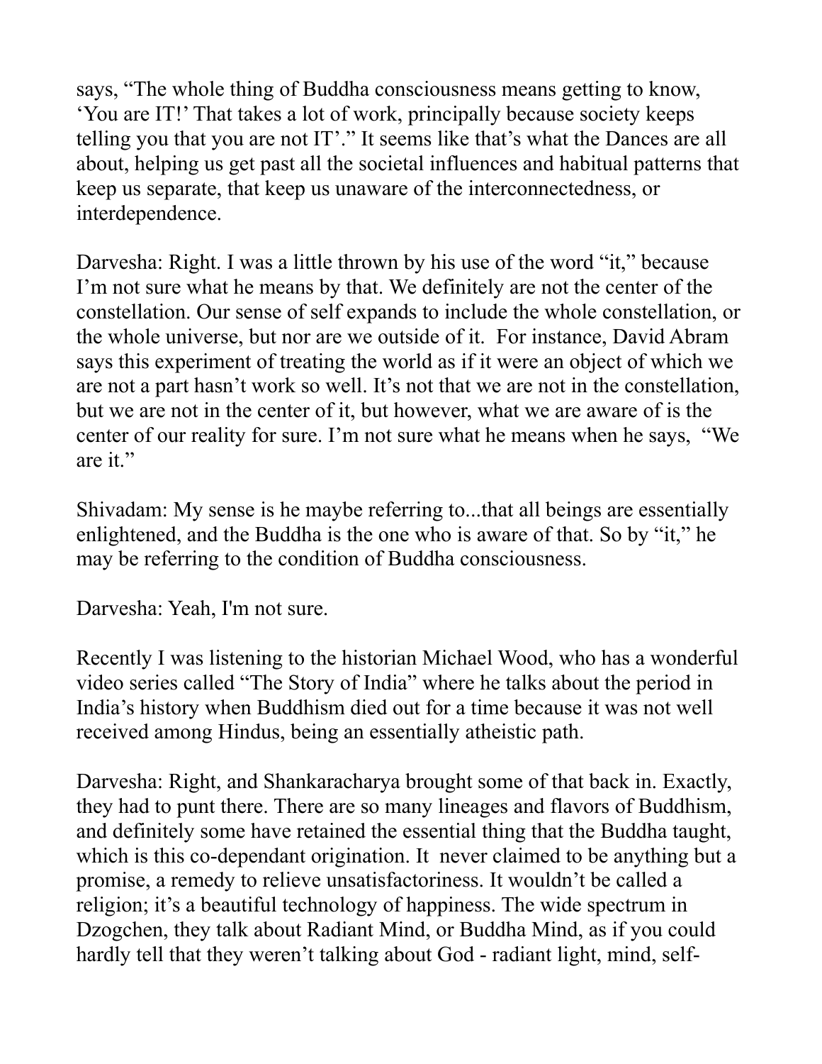says, "The whole thing of Buddha consciousness means getting to know, 'You are IT!' That takes a lot of work, principally because society keeps telling you that you are not IT'." It seems like that's what the Dances are all about, helping us get past all the societal influences and habitual patterns that keep us separate, that keep us unaware of the interconnectedness, or interdependence.

Darvesha: Right. I was a little thrown by his use of the word "it," because I'm not sure what he means by that. We definitely are not the center of the constellation. Our sense of self expands to include the whole constellation, or the whole universe, but nor are we outside of it. For instance, David Abram says this experiment of treating the world as if it were an object of which we are not a part hasn't work so well. It's not that we are not in the constellation, but we are not in the center of it, but however, what we are aware of is the center of our reality for sure. I'm not sure what he means when he says, "We are it."

Shivadam: My sense is he maybe referring to...that all beings are essentially enlightened, and the Buddha is the one who is aware of that. So by "it," he may be referring to the condition of Buddha consciousness.

Darvesha: Yeah, I'm not sure.

Recently I was listening to the historian Michael Wood, who has a wonderful video series called "The Story of India" where he talks about the period in India's history when Buddhism died out for a time because it was not well received among Hindus, being an essentially atheistic path.

Darvesha: Right, and Shankaracharya brought some of that back in. Exactly, they had to punt there. There are so many lineages and flavors of Buddhism, and definitely some have retained the essential thing that the Buddha taught, which is this co-dependant origination. It never claimed to be anything but a promise, a remedy to relieve unsatisfactoriness. It wouldn't be called a religion; it's a beautiful technology of happiness. The wide spectrum in Dzogchen, they talk about Radiant Mind, or Buddha Mind, as if you could hardly tell that they weren't talking about God - radiant light, mind, self-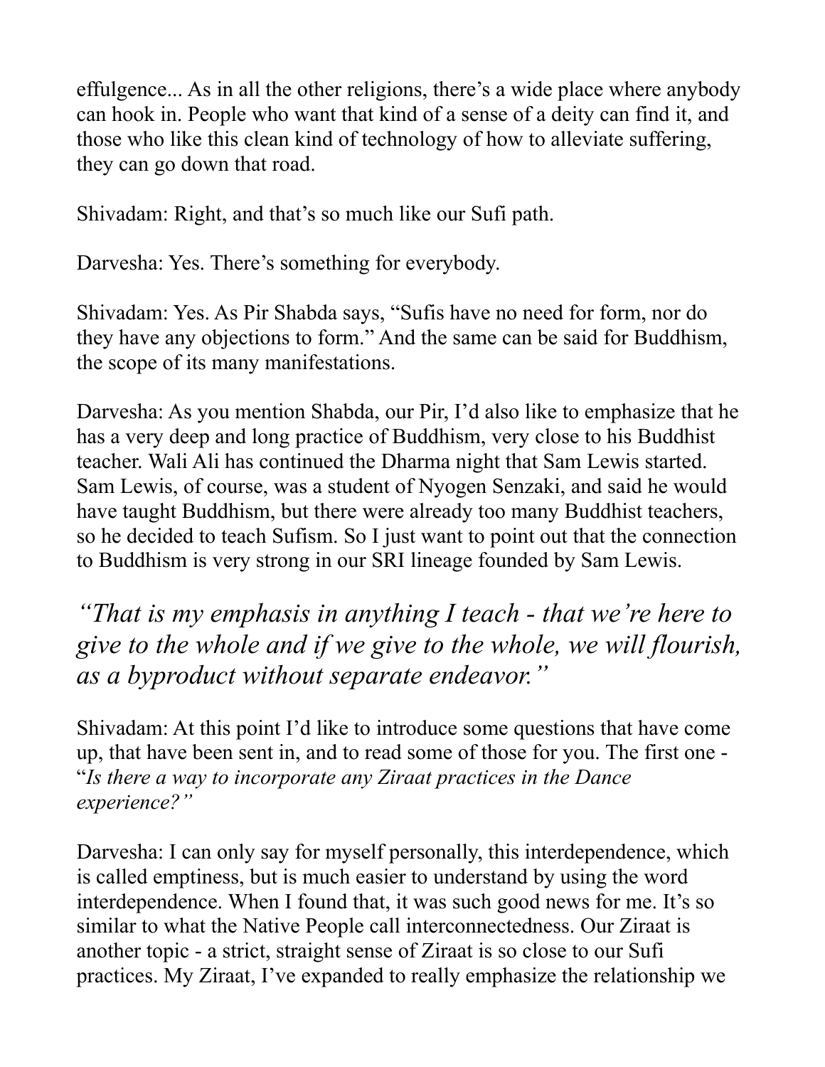effulgence... As in all the other religions, there's a wide place where anybody can hook in. People who want that kind of a sense of a deity can find it, and those who like this clean kind of technology of how to alleviate suffering, they can go down that road.

Shivadam: Right, and that's so much like our Sufi path.

Darvesha: Yes. There's something for everybody.

Shivadam: Yes. As Pir Shabda says, "Sufis have no need for form, nor do they have any objections to form." And the same can be said for Buddhism, the scope of its many manifestations.

Darvesha: As you mention Shabda, our Pir, I'd also like to emphasize that he has a very deep and long practice of Buddhism, very close to his Buddhist teacher. Wali Ali has continued the Dharma night that Sam Lewis started. Sam Lewis, of course, was a student of Nyogen Senzaki, and said he would have taught Buddhism, but there were already too many Buddhist teachers, so he decided to teach Sufism. So I just want to point out that the connection to Buddhism is very strong in our SRI lineage founded by Sam Lewis.

## *"That is my emphasis in anything I teach - that we're here to give to the whole and if we give to the whole, we will flourish, as a byproduct without separate endeavor."*

Shivadam: At this point I'd like to introduce some questions that have come up, that have been sent in, and to read some of those for you. The first one - "*Is there a way to incorporate any Ziraat practices in the Dance experience?"*

Darvesha: I can only say for myself personally, this interdependence, which is called emptiness, but is much easier to understand by using the word interdependence. When I found that, it was such good news for me. It's so similar to what the Native People call interconnectedness. Our Ziraat is another topic - a strict, straight sense of Ziraat is so close to our Sufi practices. My Ziraat, I've expanded to really emphasize the relationship we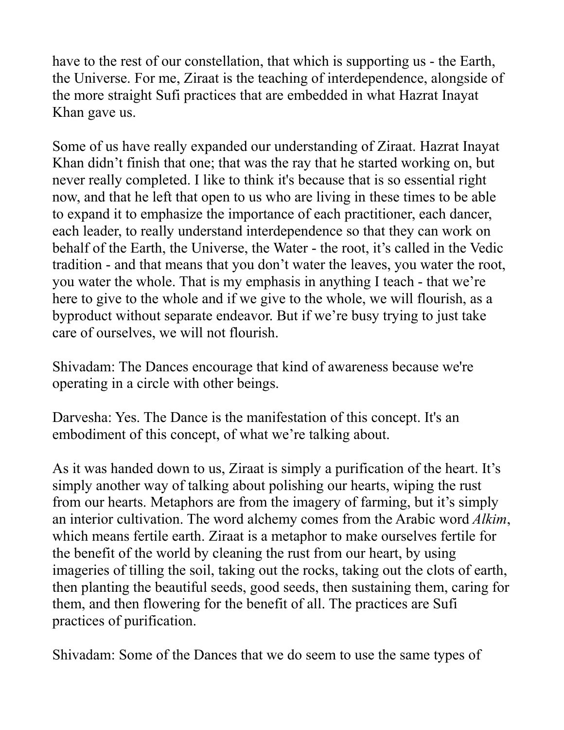have to the rest of our constellation, that which is supporting us - the Earth, the Universe. For me, Ziraat is the teaching of interdependence, alongside of the more straight Sufi practices that are embedded in what Hazrat Inayat Khan gave us.

Some of us have really expanded our understanding of Ziraat. Hazrat Inayat Khan didn't finish that one; that was the ray that he started working on, but never really completed. I like to think it's because that is so essential right now, and that he left that open to us who are living in these times to be able to expand it to emphasize the importance of each practitioner, each dancer, each leader, to really understand interdependence so that they can work on behalf of the Earth, the Universe, the Water - the root, it's called in the Vedic tradition - and that means that you don't water the leaves, you water the root, you water the whole. That is my emphasis in anything I teach - that we're here to give to the whole and if we give to the whole, we will flourish, as a byproduct without separate endeavor. But if we're busy trying to just take care of ourselves, we will not flourish.

Shivadam: The Dances encourage that kind of awareness because we're operating in a circle with other beings.

Darvesha: Yes. The Dance is the manifestation of this concept. It's an embodiment of this concept, of what we're talking about.

As it was handed down to us, Ziraat is simply a purification of the heart. It's simply another way of talking about polishing our hearts, wiping the rust from our hearts. Metaphors are from the imagery of farming, but it's simply an interior cultivation. The word alchemy comes from the Arabic word *Alkim*, which means fertile earth. Ziraat is a metaphor to make ourselves fertile for the benefit of the world by cleaning the rust from our heart, by using imageries of tilling the soil, taking out the rocks, taking out the clots of earth, then planting the beautiful seeds, good seeds, then sustaining them, caring for them, and then flowering for the benefit of all. The practices are Sufi practices of purification.

Shivadam: Some of the Dances that we do seem to use the same types of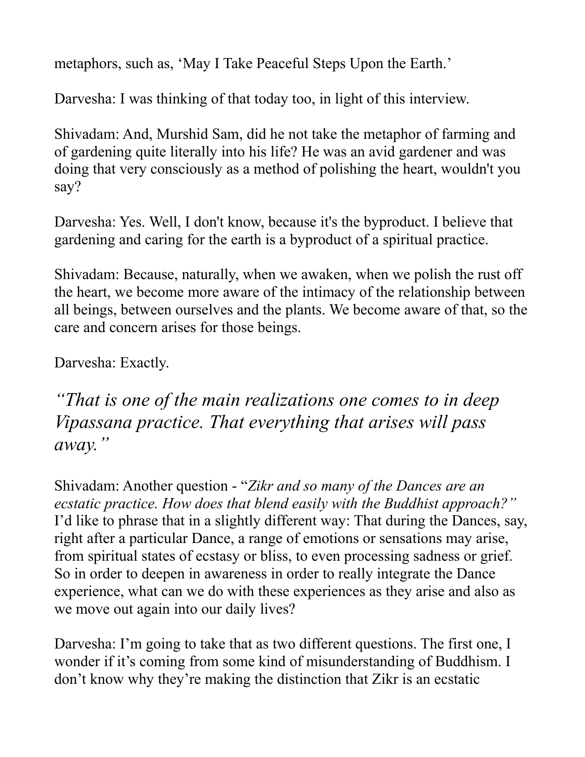metaphors, such as, 'May I Take Peaceful Steps Upon the Earth.'

Darvesha: I was thinking of that today too, in light of this interview.

Shivadam: And, Murshid Sam, did he not take the metaphor of farming and of gardening quite literally into his life? He was an avid gardener and was doing that very consciously as a method of polishing the heart, wouldn't you say?

Darvesha: Yes. Well, I don't know, because it's the byproduct. I believe that gardening and caring for the earth is a byproduct of a spiritual practice.

Shivadam: Because, naturally, when we awaken, when we polish the rust off the heart, we become more aware of the intimacy of the relationship between all beings, between ourselves and the plants. We become aware of that, so the care and concern arises for those beings.

Darvesha: Exactly.

## *"That is one of the main realizations one comes to in deep Vipassana practice. That everything that arises will pass away."*

Shivadam: Another question - "*Zikr and so many of the Dances are an ecstatic practice. How does that blend easily with the Buddhist approach?"* I'd like to phrase that in a slightly different way: That during the Dances, say, right after a particular Dance, a range of emotions or sensations may arise, from spiritual states of ecstasy or bliss, to even processing sadness or grief. So in order to deepen in awareness in order to really integrate the Dance experience, what can we do with these experiences as they arise and also as we move out again into our daily lives?

Darvesha: I'm going to take that as two different questions. The first one, I wonder if it's coming from some kind of misunderstanding of Buddhism. I don't know why they're making the distinction that Zikr is an ecstatic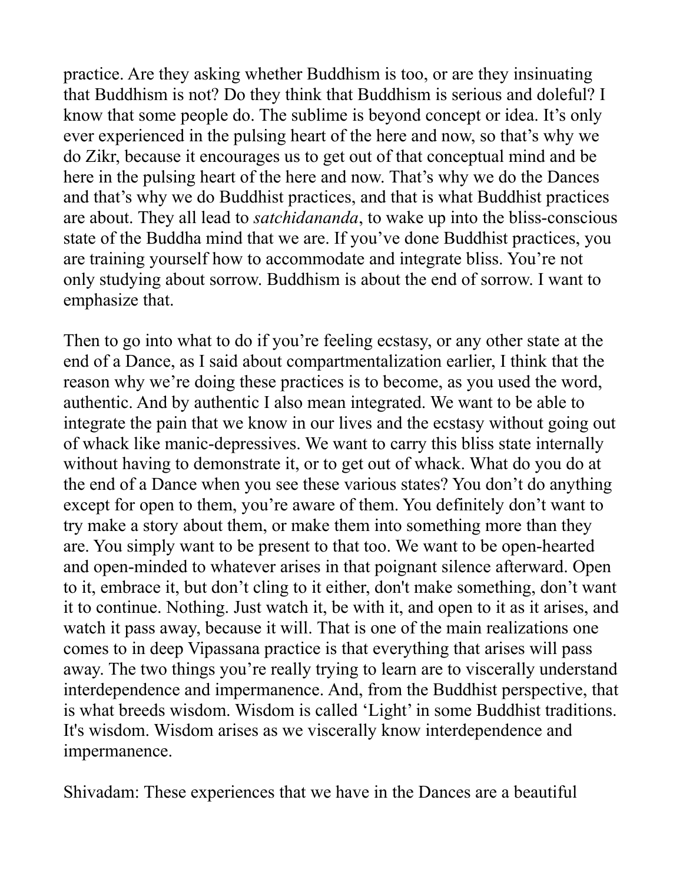practice. Are they asking whether Buddhism is too, or are they insinuating that Buddhism is not? Do they think that Buddhism is serious and doleful? I know that some people do. The sublime is beyond concept or idea. It's only ever experienced in the pulsing heart of the here and now, so that's why we do Zikr, because it encourages us to get out of that conceptual mind and be here in the pulsing heart of the here and now. That's why we do the Dances and that's why we do Buddhist practices, and that is what Buddhist practices are about. They all lead to *satchidananda*, to wake up into the bliss-conscious state of the Buddha mind that we are. If you've done Buddhist practices, you are training yourself how to accommodate and integrate bliss. You're not only studying about sorrow. Buddhism is about the end of sorrow. I want to emphasize that.

Then to go into what to do if you're feeling ecstasy, or any other state at the end of a Dance, as I said about compartmentalization earlier, I think that the reason why we're doing these practices is to become, as you used the word, authentic. And by authentic I also mean integrated. We want to be able to integrate the pain that we know in our lives and the ecstasy without going out of whack like manic-depressives. We want to carry this bliss state internally without having to demonstrate it, or to get out of whack. What do you do at the end of a Dance when you see these various states? You don't do anything except for open to them, you're aware of them. You definitely don't want to try make a story about them, or make them into something more than they are. You simply want to be present to that too. We want to be open-hearted and open-minded to whatever arises in that poignant silence afterward. Open to it, embrace it, but don't cling to it either, don't make something, don't want it to continue. Nothing. Just watch it, be with it, and open to it as it arises, and watch it pass away, because it will. That is one of the main realizations one comes to in deep Vipassana practice is that everything that arises will pass away. The two things you're really trying to learn are to viscerally understand interdependence and impermanence. And, from the Buddhist perspective, that is what breeds wisdom. Wisdom is called 'Light' in some Buddhist traditions. It's wisdom. Wisdom arises as we viscerally know interdependence and impermanence.

Shivadam: These experiences that we have in the Dances are a beautiful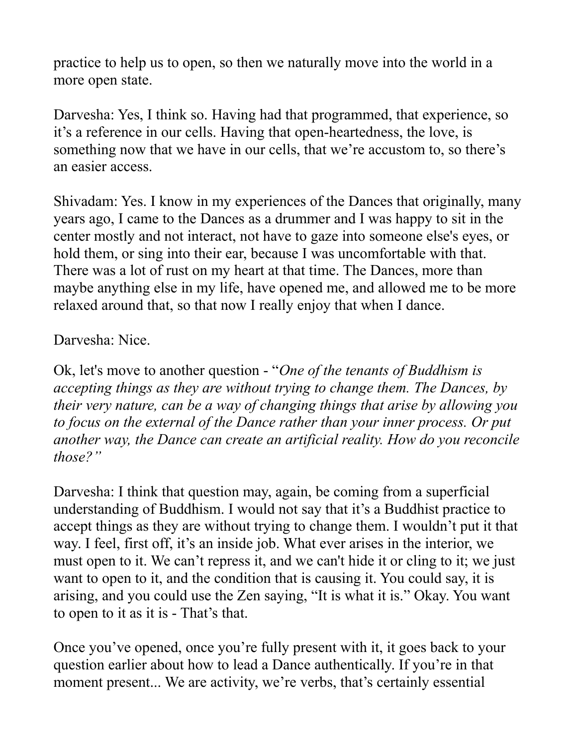practice to help us to open, so then we naturally move into the world in a more open state.

Darvesha: Yes, I think so. Having had that programmed, that experience, so it's a reference in our cells. Having that open-heartedness, the love, is something now that we have in our cells, that we're accustom to, so there's an easier access.

Shivadam: Yes. I know in my experiences of the Dances that originally, many years ago, I came to the Dances as a drummer and I was happy to sit in the center mostly and not interact, not have to gaze into someone else's eyes, or hold them, or sing into their ear, because I was uncomfortable with that. There was a lot of rust on my heart at that time. The Dances, more than maybe anything else in my life, have opened me, and allowed me to be more relaxed around that, so that now I really enjoy that when I dance.

Darvesha: Nice.

Ok, let's move to another question - "*One of the tenants of Buddhism is accepting things as they are without trying to change them. The Dances, by their very nature, can be a way of changing things that arise by allowing you to focus on the external of the Dance rather than your inner process. Or put another way, the Dance can create an artificial reality. How do you reconcile those?*"

Darvesha: I think that question may, again, be coming from a superficial understanding of Buddhism. I would not say that it's a Buddhist practice to accept things as they are without trying to change them. I wouldn't put it that way. I feel, first off, it's an inside job. What ever arises in the interior, we must open to it. We can't repress it, and we can't hide it or cling to it; we just want to open to it, and the condition that is causing it. You could say, it is arising, and you could use the Zen saying, "It is what it is." Okay. You want to open to it as it is - That's that.

Once you've opened, once you're fully present with it, it goes back to your question earlier about how to lead a Dance authentically. If you're in that moment present... We are activity, we're verbs, that's certainly essential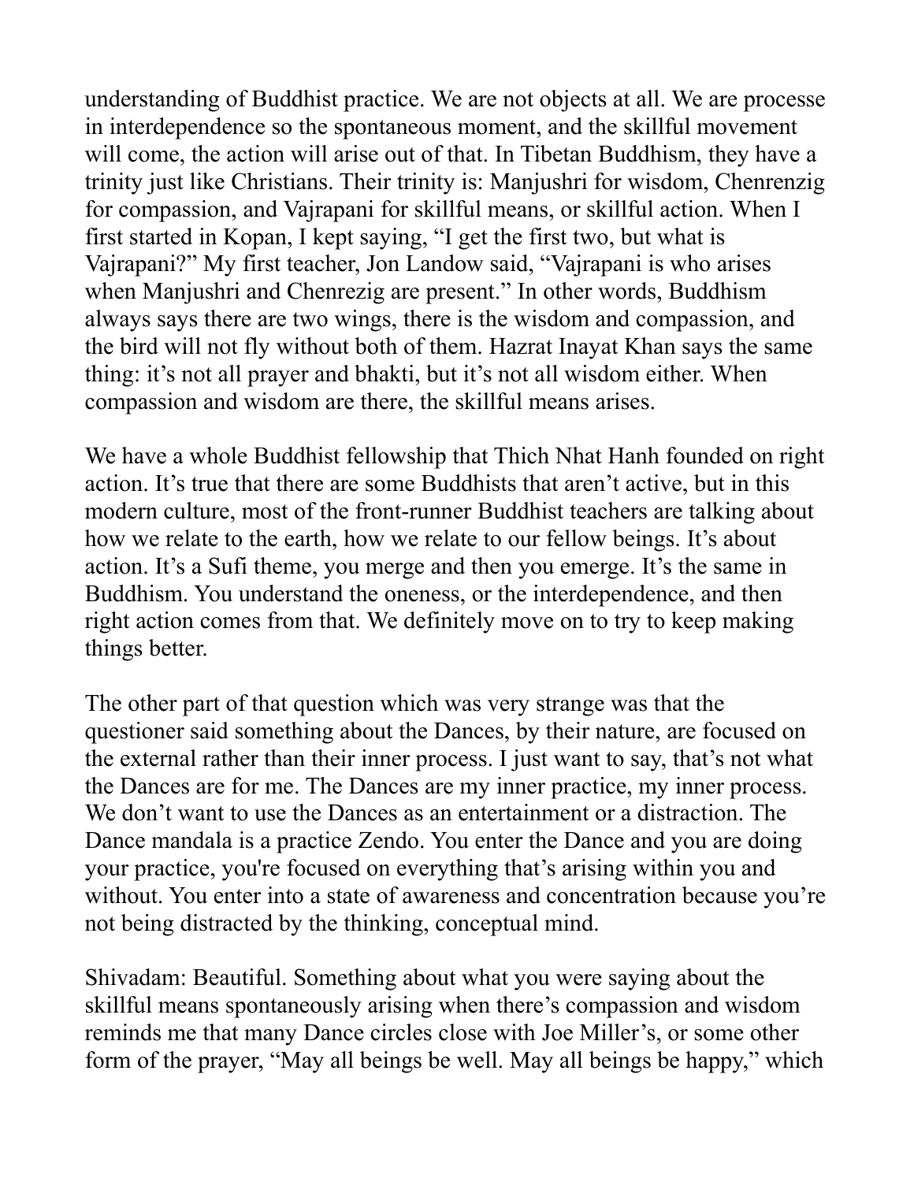understanding of Buddhist practice. We are not objects at all. We are processe in interdependence so the spontaneous moment, and the skillful movement will come, the action will arise out of that. In Tibetan Buddhism, they have a trinity just like Christians. Their trinity is: Manjushri for wisdom, Chenrenzig for compassion, and Vajrapani for skillful means, or skillful action. When I first started in Kopan, I kept saying, "I get the first two, but what is Vajrapani?" My first teacher, Jon Landow said, "Vajrapani is who arises when Manjushri and Chenrezig are present." In other words, Buddhism always says there are two wings, there is the wisdom and compassion, and the bird will not fly without both of them. Hazrat Inayat Khan says the same thing: it's not all prayer and bhakti, but it's not all wisdom either. When compassion and wisdom are there, the skillful means arises.

We have a whole Buddhist fellowship that Thich Nhat Hanh founded on right action. It's true that there are some Buddhists that aren't active, but in this modern culture, most of the front-runner Buddhist teachers are talking about how we relate to the earth, how we relate to our fellow beings. It's about action. It's a Sufi theme, you merge and then you emerge. It's the same in Buddhism. You understand the oneness, or the interdependence, and then right action comes from that. We definitely move on to try to keep making things better.

The other part of that question which was very strange was that the questioner said something about the Dances, by their nature, are focused on the external rather than their inner process. I just want to say, that's not what the Dances are for me. The Dances are my inner practice, my inner process. We don't want to use the Dances as an entertainment or a distraction. The Dance mandala is a practice Zendo. You enter the Dance and you are doing your practice, you're focused on everything that's arising within you and without. You enter into a state of awareness and concentration because you're not being distracted by the thinking, conceptual mind.

Shivadam: Beautiful. Something about what you were saying about the skillful means spontaneously arising when there's compassion and wisdom reminds me that many Dance circles close with Joe Miller's, or some other form of the prayer, "May all beings be well. May all beings be happy," which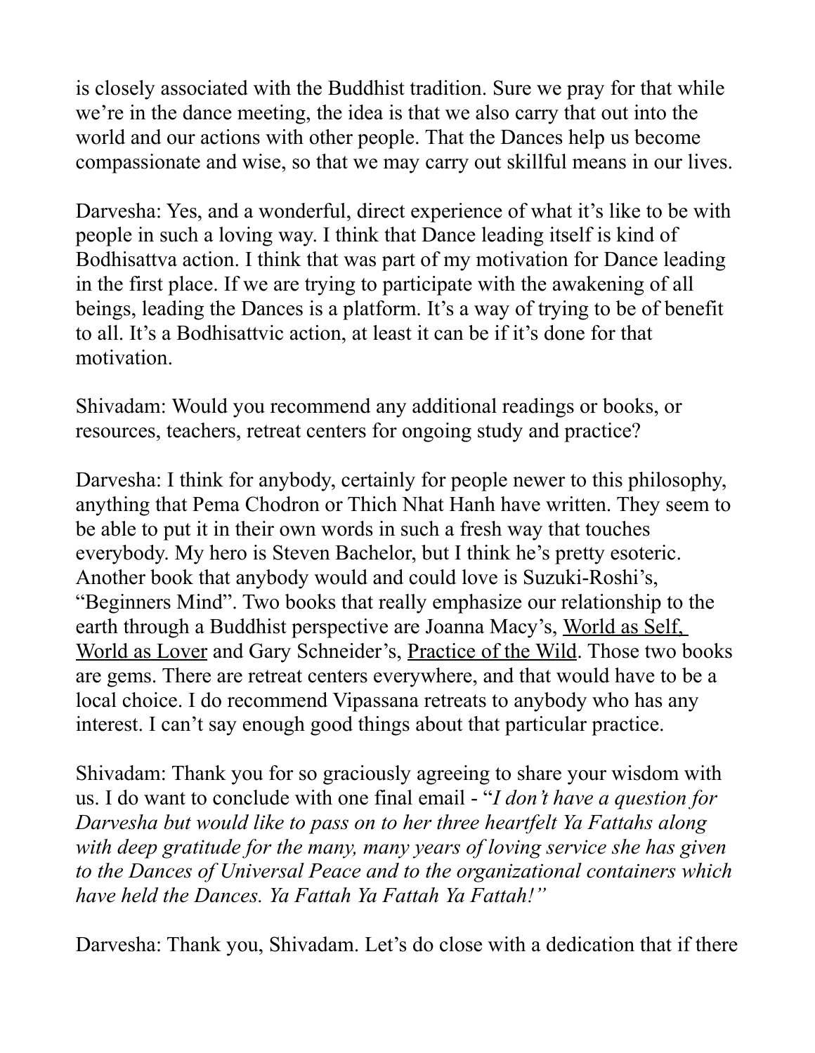is closely associated with the Buddhist tradition. Sure we pray for that while we're in the dance meeting, the idea is that we also carry that out into the world and our actions with other people. That the Dances help us become compassionate and wise, so that we may carry out skillful means in our lives.

Darvesha: Yes, and a wonderful, direct experience of what it's like to be with people in such a loving way. I think that Dance leading itself is kind of Bodhisattva action. I think that was part of my motivation for Dance leading in the first place. If we are trying to participate with the awakening of all beings, leading the Dances is a platform. It's a way of trying to be of benefit to all. It's a Bodhisattvic action, at least it can be if it's done for that motivation.

Shivadam: Would you recommend any additional readings or books, or resources, teachers, retreat centers for ongoing study and practice?

Darvesha: I think for anybody, certainly for people newer to this philosophy, anything that Pema Chodron or Thich Nhat Hanh have written. They seem to be able to put it in their own words in such a fresh way that touches everybody. My hero is Steven Bachelor, but I think he's pretty esoteric. Another book that anybody would and could love is Suzuki-Roshi's, "Beginners Mind". Two books that really emphasize our relationship to the earth through a Buddhist perspective are Joanna Macy's, <u>World as Self, World as Lover</u> and Gary Schneider's, <u>Practice of the Wild</u>. Those two books are gems. There are retreat centers everywhere, and that would have to be a local choice. I do recommend Vipassana retreats to anybody who has any interest. I can't say enough good things about that particular practice.

Shivadam: Thank you for so graciously agreeing to share your wisdom with us. I do want to conclude with one final email - "*I don't have a question for Darvesha but would like to pass on to her three heartfelt Ya Fattahs along with deep gratitude for the many, many years of loving service she has given to the Dances of Universal Peace and to the organizational containers which have held the Dances. Ya Fattah Ya Fattah Ya Fattah!*"

Darvesha: Thank you, Shivadam. Let's do close with a dedication that if there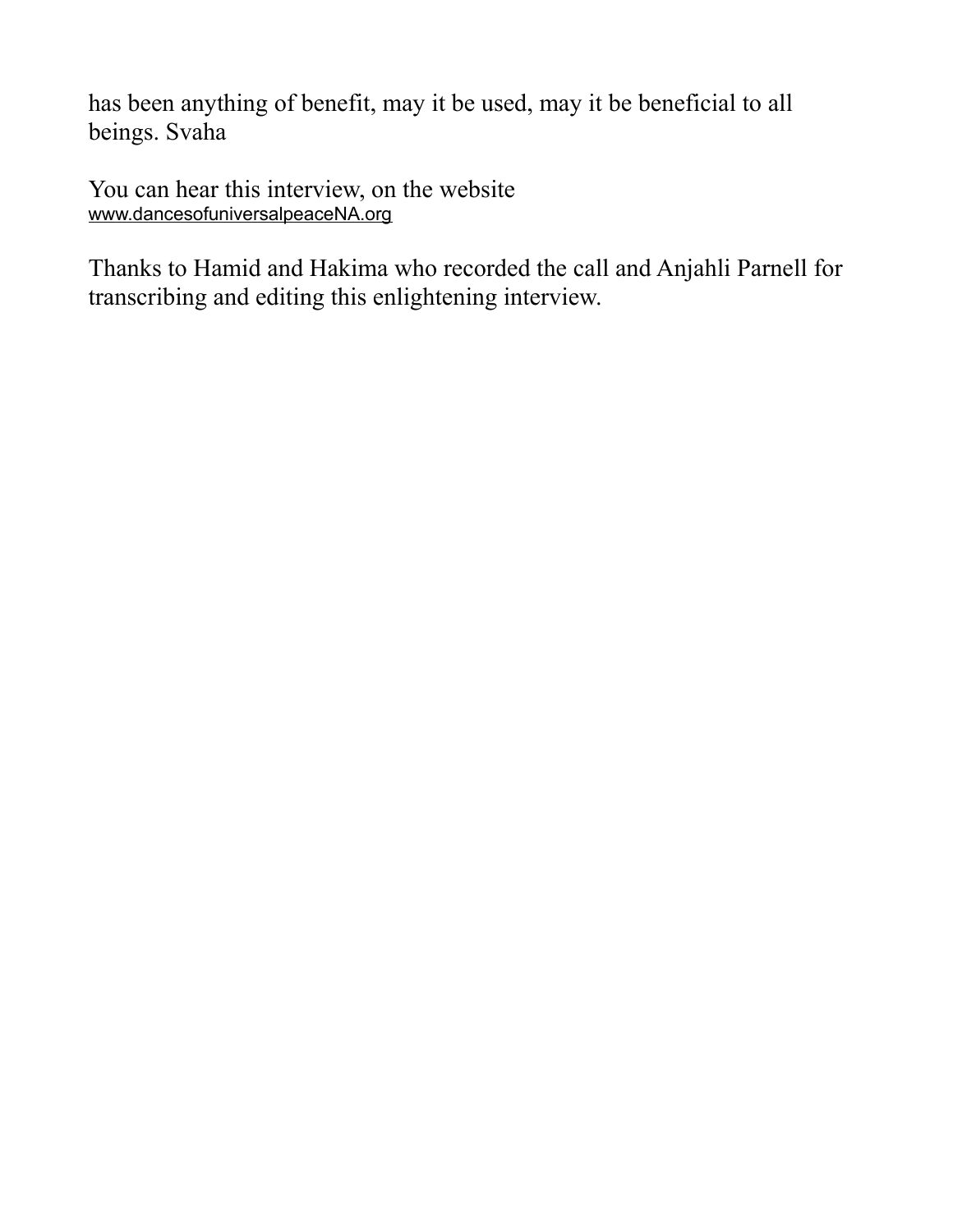has been anything of benefit, may it be used, may it be beneficial to all beings. Svaha

You can hear this interview, on the website
www.dancesofuniversalpeaceNA.org

Thanks to Hamid and Hakima who recorded the call and Anjahli Parnell for transcribing and editing this enlightening interview.